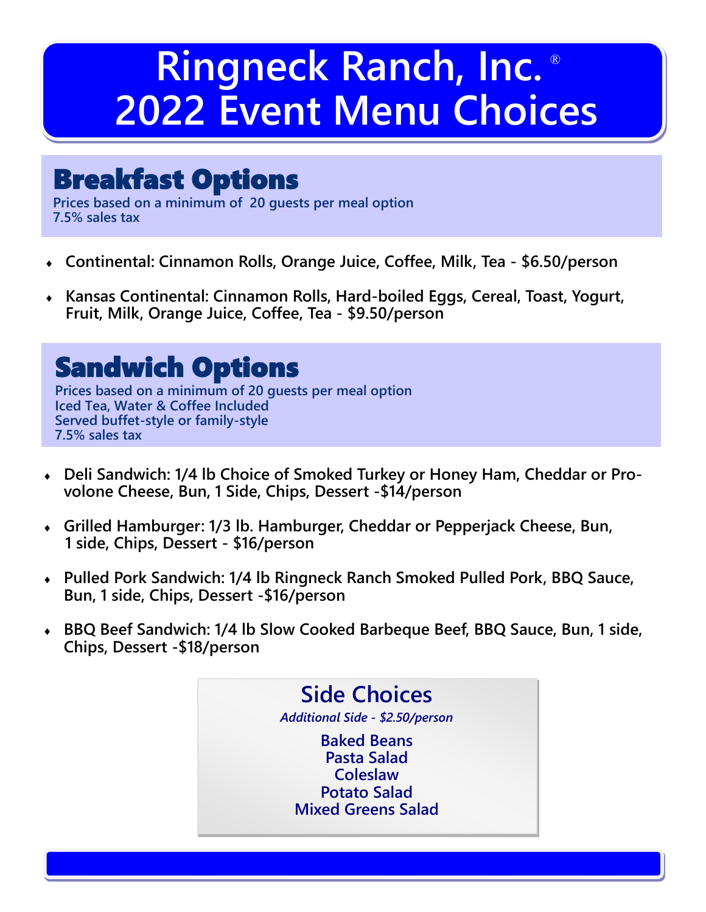# Ringneck Ranch, Inc.® 2022 Event Menu Choices

## Breakfast Options

**Prices based on a minimum of 20 guests per meal option**
**7.5% sales tax**

- **Continental: Cinnamon Rolls, Orange Juice, Coffee, Milk, Tea - $6.50/person**
- **Kansas Continental: Cinnamon Rolls, Hard-boiled Eggs, Cereal, Toast, Yogurt, Fruit, Milk, Orange Juice, Coffee, Tea - $9.50/person**

## Sandwich Options

**Prices based on a minimum of 20 guests per meal option**
**Iced Tea, Water & Coffee Included**
**Served buffet-style or family-style**
**7.5% sales tax**

- **Deli Sandwich: 1/4 lb Choice of Smoked Turkey or Honey Ham, Cheddar or Provolone Cheese, Bun, 1 Side, Chips, Dessert -$14/person**
- **Grilled Hamburger: 1/3 lb. Hamburger, Cheddar or Pepperjack Cheese, Bun, 1 side, Chips, Dessert - $16/person**
- **Pulled Pork Sandwich: 1/4 lb Ringneck Ranch Smoked Pulled Pork, BBQ Sauce, Bun, 1 side, Chips, Dessert -$16/person**
- **BBQ Beef Sandwich: 1/4 lb Slow Cooked Barbeque Beef, BBQ Sauce, Bun, 1 side, Chips, Dessert -$18/person**

### Side Choices

*Additional Side - $2.50/person*

**Baked Beans**
**Pasta Salad**
**Coleslaw**
**Potato Salad**
**Mixed Greens Salad**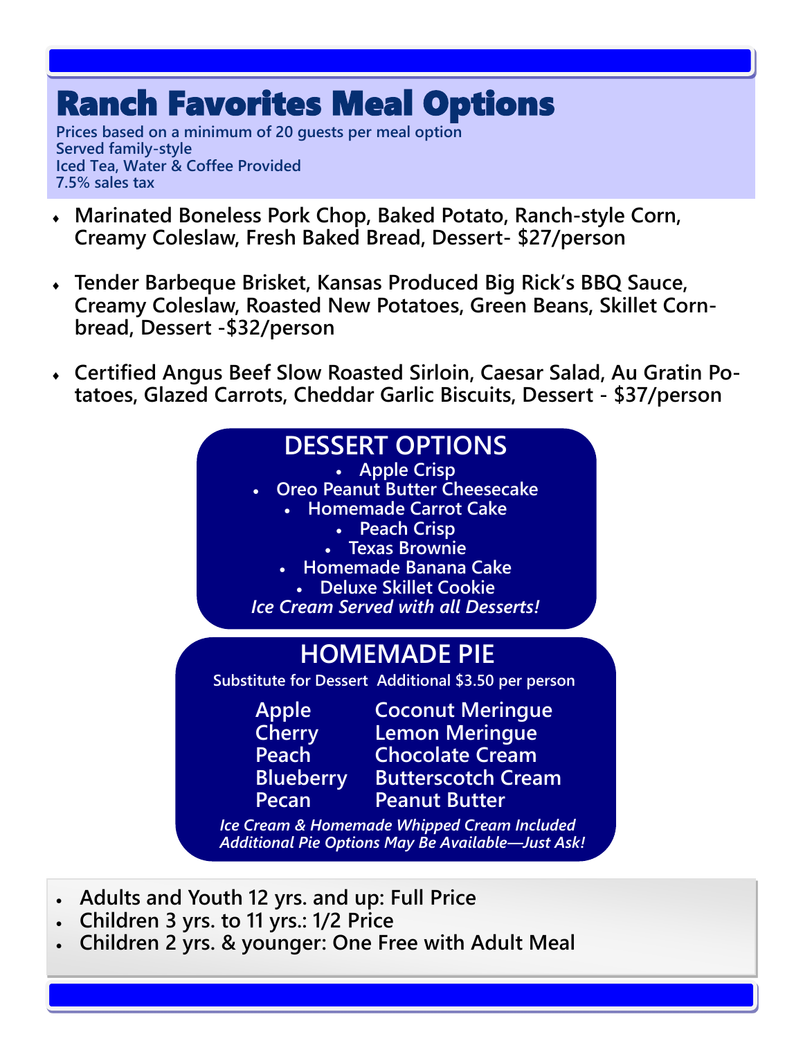# Ranch Favorites Meal Options

**Prices based on a minimum of 20 guests per meal option**
**Served family-style**
**Iced Tea, Water & Coffee Provided**
**7.5% sales tax**

- **Marinated Boneless Pork Chop, Baked Potato, Ranch-style Corn, Creamy Coleslaw, Fresh Baked Bread, Dessert- $27/person**
- **Tender Barbeque Brisket, Kansas Produced Big Rick's BBQ Sauce, Creamy Coleslaw, Roasted New Potatoes, Green Beans, Skillet Cornbread, Dessert -$32/person**
- **Certified Angus Beef Slow Roasted Sirloin, Caesar Salad, Au Gratin Potatoes, Glazed Carrots, Cheddar Garlic Biscuits, Dessert - $37/person**

## DESSERT OPTIONS

- Apple Crisp
- Oreo Peanut Butter Cheesecake
- Homemade Carrot Cake
- Peach Crisp
- Texas Brownie
- Homemade Banana Cake
- Deluxe Skillet Cookie

*Ice Cream Served with all Desserts!*

## HOMEMADE PIE

Substitute for Dessert Additional $3.50 per person

| | |
|---|---|
| Apple | Coconut Meringue |
| Cherry | Lemon Meringue |
| Peach | Chocolate Cream |
| Blueberry | Butterscotch Cream |
| Pecan | Peanut Butter |

*Ice Cream & Homemade Whipped Cream Included*
*Additional Pie Options May Be Available—Just Ask!*

- **Adults and Youth 12 yrs. and up: Full Price**
- **Children 3 yrs. to 11 yrs.: 1/2 Price**
- **Children 2 yrs. & younger: One Free with Adult Meal**